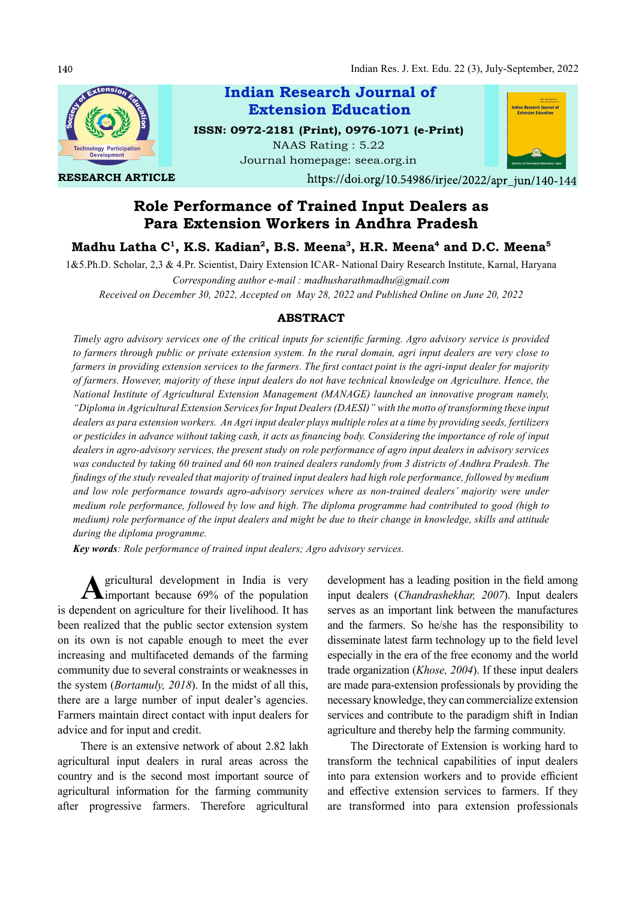Indian Research Journal of Extension Education

ISSN: 0972-2181 (Print), 0976-1071 (e-Print)

NAAS Rating : 5.22

Journal homepage: seea.org.in

RESEARCH ARTICLE

https://doi.org/10.54986/irjee/2022/apr_jun/140-144

# Role Performance of Trained Input Dealers as Para Extension Workers in Andhra Pradesh

**Madhu Latha C[1], K.S. Kadian[2], B.S. Meena[3], H.R. Meena[4] and D.C. Meena[5]**

1&5.Ph.D. Scholar, 2,3 & 4.Pr. Scientist, Dairy Extension ICAR- National Dairy Research Institute, Karnal, Haryana

*Corresponding author e-mail : madhusharathmadhu@gmail.com*

*Received on December 30, 2022, Accepted on May 28, 2022 and Published Online on June 20, 2022*

## ABSTRACT

*Timely agro advisory services one of the critical inputs for scientific farming. Agro advisory service is provided to farmers through public or private extension system. In the rural domain, agri input dealers are very close to farmers in providing extension services to the farmers. The first contact point is the agri-input dealer for majority of farmers. However, majority of these input dealers do not have technical knowledge on Agriculture. Hence, the National Institute of Agricultural Extension Management (MANAGE) launched an innovative program namely, "Diploma in Agricultural Extension Services for Input Dealers (DAESI)" with the motto of transforming these input dealers as para extension workers. An Agri input dealer plays multiple roles at a time by providing seeds, fertilizers or pesticides in advance without taking cash, it acts as financing body. Considering the importance of role of input dealers in agro-advisory services, the present study on role performance of agro input dealers in advisory services was conducted by taking 60 trained and 60 non trained dealers randomly from 3 districts of Andhra Pradesh. The findings of the study revealed that majority of trained input dealers had high role performance, followed by medium and low role performance towards agro-advisory services where as non-trained dealers' majority were under medium role performance, followed by low and high. The diploma programme had contributed to good (high to medium) role performance of the input dealers and might be due to their change in knowledge, skills and attitude during the diploma programme.*

***Key words****: Role performance of trained input dealers; Agro advisory services.*

Agricultural development in India is very important because 69% of the population is dependent on agriculture for their livelihood. It has been realized that the public sector extension system on its own is not capable enough to meet the ever increasing and multifaceted demands of the farming community due to several constraints or weaknesses in the system (*Bortamuly, 2018*). In the midst of all this, there are a large number of input dealer's agencies. Farmers maintain direct contact with input dealers for advice and for input and credit.

There is an extensive network of about 2.82 lakh agricultural input dealers in rural areas across the country and is the second most important source of agricultural information for the farming community after progressive farmers. Therefore agricultural development has a leading position in the field among input dealers (*Chandrashekhar, 2007*). Input dealers serves as an important link between the manufactures and the farmers. So he/she has the responsibility to disseminate latest farm technology up to the field level especially in the era of the free economy and the world trade organization (*Khose, 2004*). If these input dealers are made para-extension professionals by providing the necessary knowledge, they can commercialize extension services and contribute to the paradigm shift in Indian agriculture and thereby help the farming community.

The Directorate of Extension is working hard to transform the technical capabilities of input dealers into para extension workers and to provide efficient and effective extension services to farmers. If they are transformed into para extension professionals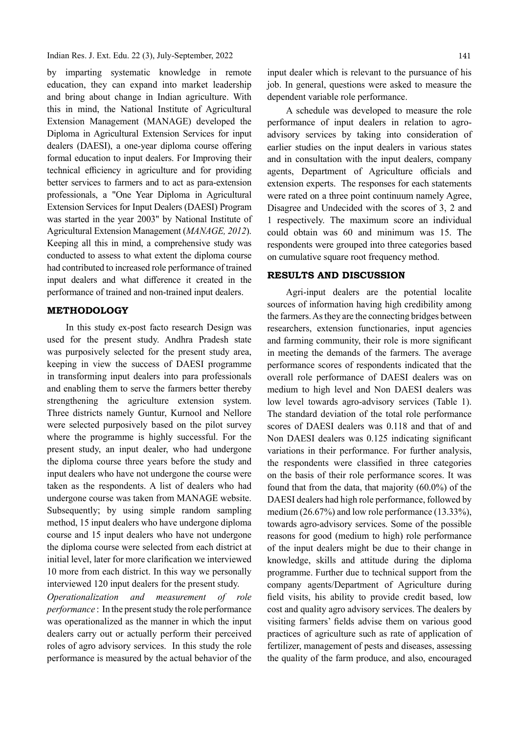by imparting systematic knowledge in remote education, they can expand into market leadership and bring about change in Indian agriculture. With this in mind, the National Institute of Agricultural Extension Management (MANAGE) developed the Diploma in Agricultural Extension Services for input dealers (DAESI), a one-year diploma course offering formal education to input dealers. For Improving their technical efficiency in agriculture and for providing better services to farmers and to act as para-extension professionals, a "One Year Diploma in Agricultural Extension Services for Input Dealers (DAESI) Program was started in the year 2003" by National Institute of Agricultural Extension Management (*MANAGE, 2012*). Keeping all this in mind, a comprehensive study was conducted to assess to what extent the diploma course had contributed to increased role performance of trained input dealers and what difference it created in the performance of trained and non-trained input dealers.

## METHODOLOGY

In this study ex-post facto research Design was used for the present study. Andhra Pradesh state was purposively selected for the present study area, keeping in view the success of DAESI programme in transforming input dealers into para professionals and enabling them to serve the farmers better thereby strengthening the agriculture extension system. Three districts namely Guntur, Kurnool and Nellore were selected purposively based on the pilot survey where the programme is highly successful. For the present study, an input dealer, who had undergone the diploma course three years before the study and input dealers who have not undergone the course were taken as the respondents. A list of dealers who had undergone course was taken from MANAGE website. Subsequently; by using simple random sampling method, 15 input dealers who have undergone diploma course and 15 input dealers who have not undergone the diploma course were selected from each district at initial level, later for more clarification we interviewed 10 more from each district. In this way we personally interviewed 120 input dealers for the present study.

*Operationalization and measurement of role performance* : In the present study the role performance was operationalized as the manner in which the input dealers carry out or actually perform their perceived roles of agro advisory services. In this study the role performance is measured by the actual behavior of the input dealer which is relevant to the pursuance of his job. In general, questions were asked to measure the dependent variable role performance.

A schedule was developed to measure the role performance of input dealers in relation to agro-advisory services by taking into consideration of earlier studies on the input dealers in various states and in consultation with the input dealers, company agents, Department of Agriculture officials and extension experts. The responses for each statements were rated on a three point continuum namely Agree, Disagree and Undecided with the scores of 3, 2 and 1 respectively. The maximum score an individual could obtain was 60 and minimum was 15. The respondents were grouped into three categories based on cumulative square root frequency method.

## RESULTS AND DISCUSSION

Agri-input dealers are the potential localite sources of information having high credibility among the farmers. As they are the connecting bridges between researchers, extension functionaries, input agencies and farming community, their role is more significant in meeting the demands of the farmers. The average performance scores of respondents indicated that the overall role performance of DAESI dealers was on medium to high level and Non DAESI dealers was low level towards agro-advisory services (Table 1). The standard deviation of the total role performance scores of DAESI dealers was 0.118 and that of and Non DAESI dealers was 0.125 indicating significant variations in their performance. For further analysis, the respondents were classified in three categories on the basis of their role performance scores. It was found that from the data, that majority (60.0%) of the DAESI dealers had high role performance, followed by medium (26.67%) and low role performance (13.33%), towards agro-advisory services. Some of the possible reasons for good (medium to high) role performance of the input dealers might be due to their change in knowledge, skills and attitude during the diploma programme. Further due to technical support from the company agents/Department of Agriculture during field visits, his ability to provide credit based, low cost and quality agro advisory services. The dealers by visiting farmers' fields advise them on various good practices of agriculture such as rate of application of fertilizer, management of pests and diseases, assessing the quality of the farm produce, and also, encouraged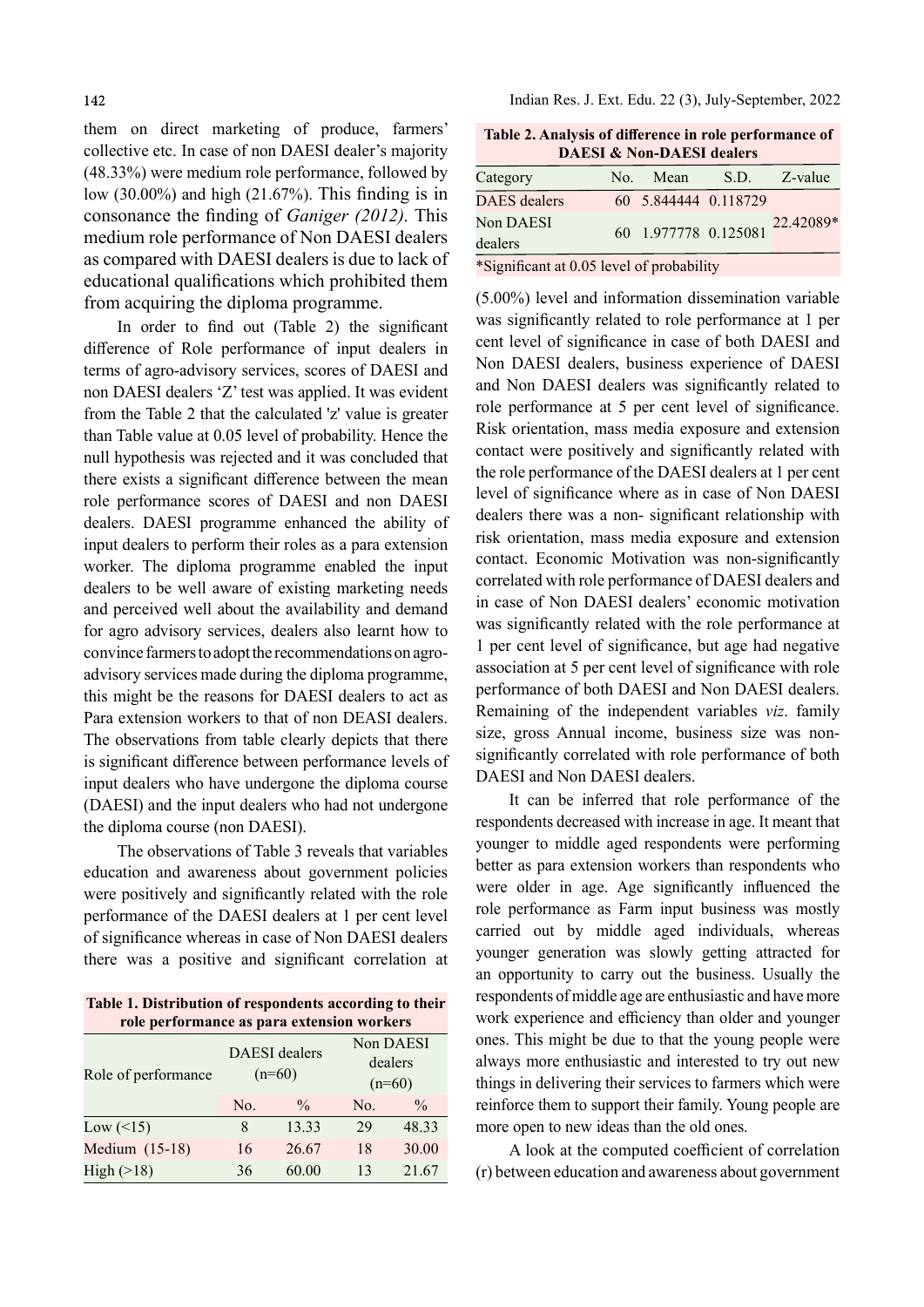them on direct marketing of produce, farmers' collective etc. In case of non DAESI dealer's majority (48.33%) were medium role performance, followed by low (30.00%) and high (21.67%). This finding is in consonance the finding of *Ganiger (2012)*. This medium role performance of Non DAESI dealers as compared with DAESI dealers is due to lack of educational qualifications which prohibited them from acquiring the diploma programme.

In order to find out (Table 2) the significant difference of Role performance of input dealers in terms of agro-advisory services, scores of DAESI and non DAESI dealers 'Z' test was applied. It was evident from the Table 2 that the calculated 'z' value is greater than Table value at 0.05 level of probability. Hence the null hypothesis was rejected and it was concluded that there exists a significant difference between the mean role performance scores of DAESI and non DAESI dealers. DAESI programme enhanced the ability of input dealers to perform their roles as a para extension worker. The diploma programme enabled the input dealers to be well aware of existing marketing needs and perceived well about the availability and demand for agro advisory services, dealers also learnt how to convince farmers to adopt the recommendations on agro-advisory services made during the diploma programme, this might be the reasons for DAESI dealers to act as Para extension workers to that of non DEASI dealers. The observations from table clearly depicts that there is significant difference between performance levels of input dealers who have undergone the diploma course (DAESI) and the input dealers who had not undergone the diploma course (non DAESI).

The observations of Table 3 reveals that variables education and awareness about government policies were positively and significantly related with the role performance of the DAESI dealers at 1 per cent level of significance whereas in case of Non DAESI dealers there was a positive and significant correlation at (5.00%) level and information dissemination variable was significantly related to role performance at 1 per cent level of significance in case of both DAESI and Non DAESI dealers, business experience of DAESI and Non DAESI dealers was significantly related to role performance at 5 per cent level of significance. Risk orientation, mass media exposure and extension contact were positively and significantly related with the role performance of the DAESI dealers at 1 per cent level of significance where as in case of Non DAESI dealers there was a non- significant relationship with risk orientation, mass media exposure and extension contact. Economic Motivation was non-significantly correlated with role performance of DAESI dealers and in case of Non DAESI dealers' economic motivation was significantly related with the role performance at 1 per cent level of significance, but age had negative association at 5 per cent level of significance with role performance of both DAESI and Non DAESI dealers. Remaining of the independent variables *viz*. family size, gross Annual income, business size was non-significantly correlated with role performance of both DAESI and Non DAESI dealers.

**Table 1. Distribution of respondents according to their role performance as para extension workers**

| Role of performance | DAESI dealers (n=60) | | Non DAESI dealers (n=60) | |
|---|---|---|---|---|
| | No. | % | No. | % |
| Low (<15) | 8 | 13.33 | 29 | 48.33 |
| Medium (15-18) | 16 | 26.67 | 18 | 30.00 |
| High (>18) | 36 | 60.00 | 13 | 21.67 |

**Table 2. Analysis of difference in role performance of DAESI & Non-DAESI dealers**

| Category | No. | Mean | S.D. | Z-value |
|---|---|---|---|---|
| DAES dealers | 60 | 5.844444 | 0.118729 | 22.42089* |
| Non DAESI dealers | 60 | 1.977778 | 0.125081 | |

*Significant at 0.05 level of probability

It can be inferred that role performance of the respondents decreased with increase in age. It meant that younger to middle aged respondents were performing better as para extension workers than respondents who were older in age. Age significantly influenced the role performance as Farm input business was mostly carried out by middle aged individuals, whereas younger generation was slowly getting attracted for an opportunity to carry out the business. Usually the respondents of middle age are enthusiastic and have more work experience and efficiency than older and younger ones. This might be due to that the young people were always more enthusiastic and interested to try out new things in delivering their services to farmers which were reinforce them to support their family. Young people are more open to new ideas than the old ones.

A look at the computed coefficient of correlation (r) between education and awareness about government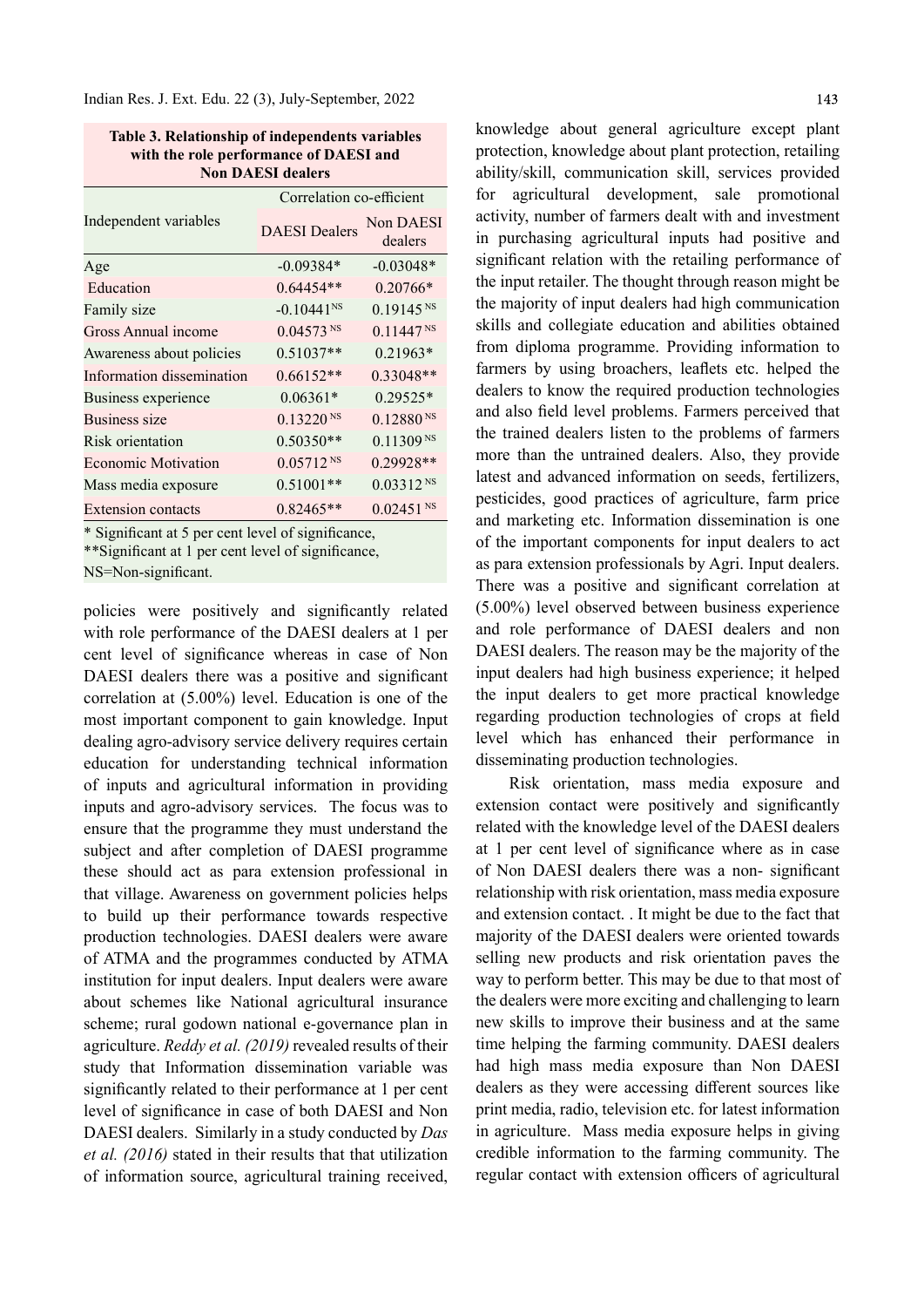**Table 3. Relationship of independents variables with the role performance of DAESI and Non DAESI dealers**

| Independent variables | Correlation co-efficient | |
|---|---|---|
| | DAESI Dealers | Non DAESI dealers |
| Age | -0.09384* | -0.03048* |
| Education | 0.64454** | 0.20766* |
| Family size | -0.10441 NS | 0.19145 NS |
| Gross Annual income | 0.04573 NS | 0.11447 NS |
| Awareness about policies | 0.51037** | 0.21963* |
| Information dissemination | 0.66152** | 0.33048** |
| Business experience | 0.06361* | 0.29525* |
| Business size | 0.13220 NS | 0.12880 NS |
| Risk orientation | 0.50350** | 0.11309 NS |
| Economic Motivation | 0.05712 NS | 0.29928** |
| Mass media exposure | 0.51001** | 0.03312 NS |
| Extension contacts | 0.82465** | 0.02451 NS |

\* Significant at 5 per cent level of significance,
\*\*Significant at 1 per cent level of significance,
NS=Non-significant.

policies were positively and significantly related with role performance of the DAESI dealers at 1 per cent level of significance whereas in case of Non DAESI dealers there was a positive and significant correlation at (5.00%) level. Education is one of the most important component to gain knowledge. Input dealing agro-advisory service delivery requires certain education for understanding technical information of inputs and agricultural information in providing inputs and agro-advisory services. The focus was to ensure that the programme they must understand the subject and after completion of DAESI programme these should act as para extension professional in that village. Awareness on government policies helps to build up their performance towards respective production technologies. DAESI dealers were aware of ATMA and the programmes conducted by ATMA institution for input dealers. Input dealers were aware about schemes like National agricultural insurance scheme; rural godown national e-governance plan in agriculture. *Reddy et al. (2019)* revealed results of their study that Information dissemination variable was significantly related to their performance at 1 per cent level of significance in case of both DAESI and Non DAESI dealers. Similarly in a study conducted by *Das et al. (2016)* stated in their results that that utilization of information source, agricultural training received, knowledge about general agriculture except plant protection, knowledge about plant protection, retailing ability/skill, communication skill, services provided for agricultural development, sale promotional activity, number of farmers dealt with and investment in purchasing agricultural inputs had positive and significant relation with the retailing performance of the input retailer. The thought through reason might be the majority of input dealers had high communication skills and collegiate education and abilities obtained from diploma programme. Providing information to farmers by using broachers, leaflets etc. helped the dealers to know the required production technologies and also field level problems. Farmers perceived that the trained dealers listen to the problems of farmers more than the untrained dealers. Also, they provide latest and advanced information on seeds, fertilizers, pesticides, good practices of agriculture, farm price and marketing etc. Information dissemination is one of the important components for input dealers to act as para extension professionals by Agri. Input dealers. There was a positive and significant correlation at (5.00%) level observed between business experience and role performance of DAESI dealers and non DAESI dealers. The reason may be the majority of the input dealers had high business experience; it helped the input dealers to get more practical knowledge regarding production technologies of crops at field level which has enhanced their performance in disseminating production technologies.

Risk orientation, mass media exposure and extension contact were positively and significantly related with the knowledge level of the DAESI dealers at 1 per cent level of significance where as in case of Non DAESI dealers there was a non- significant relationship with risk orientation, mass media exposure and extension contact. . It might be due to the fact that majority of the DAESI dealers were oriented towards selling new products and risk orientation paves the way to perform better. This may be due to that most of the dealers were more exciting and challenging to learn new skills to improve their business and at the same time helping the farming community. DAESI dealers had high mass media exposure than Non DAESI dealers as they were accessing different sources like print media, radio, television etc. for latest information in agriculture. Mass media exposure helps in giving credible information to the farming community. The regular contact with extension officers of agricultural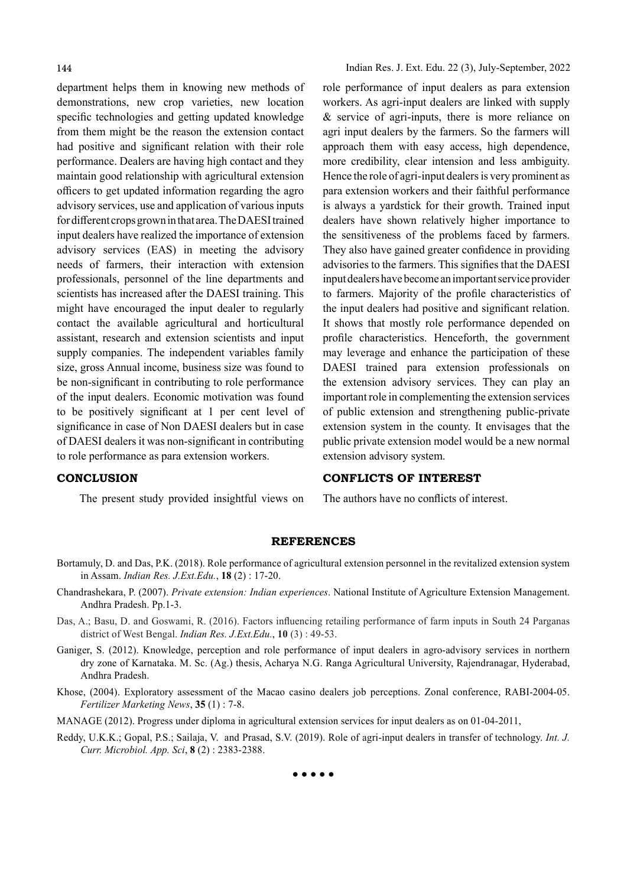department helps them in knowing new methods of demonstrations, new crop varieties, new location specific technologies and getting updated knowledge from them might be the reason the extension contact had positive and significant relation with their role performance. Dealers are having high contact and they maintain good relationship with agricultural extension officers to get updated information regarding the agro advisory services, use and application of various inputs for different crops grown in that area. The DAESI trained input dealers have realized the importance of extension advisory services (EAS) in meeting the advisory needs of farmers, their interaction with extension professionals, personnel of the line departments and scientists has increased after the DAESI training. This might have encouraged the input dealer to regularly contact the available agricultural and horticultural assistant, research and extension scientists and input supply companies. The independent variables family size, gross Annual income, business size was found to be non-significant in contributing to role performance of the input dealers. Economic motivation was found to be positively significant at 1 per cent level of significance in case of Non DAESI dealers but in case of DAESI dealers it was non-significant in contributing to role performance as para extension workers.

## CONCLUSION

The present study provided insightful views on role performance of input dealers as para extension workers. As agri-input dealers are linked with supply & service of agri-inputs, there is more reliance on agri input dealers by the farmers. So the farmers will approach them with easy access, high dependence, more credibility, clear intension and less ambiguity. Hence the role of agri-input dealers is very prominent as para extension workers and their faithful performance is always a yardstick for their growth. Trained input dealers have shown relatively higher importance to the sensitiveness of the problems faced by farmers. They also have gained greater confidence in providing advisories to the farmers. This signifies that the DAESI input dealers have become an important service provider to farmers. Majority of the profile characteristics of the input dealers had positive and significant relation. It shows that mostly role performance depended on profile characteristics. Henceforth, the government may leverage and enhance the participation of these DAESI trained para extension professionals on the extension advisory services. They can play an important role in complementing the extension services of public extension and strengthening public-private extension system in the county. It envisages that the public private extension model would be a new normal extension advisory system.

## CONFLICTS OF INTEREST

The authors have no conflicts of interest.

## REFERENCES

Bortamuly, D. and Das, P.K. (2018). Role performance of agricultural extension personnel in the revitalized extension system in Assam. *Indian Res. J.Ext.Edu.*, **18** (2) : 17-20.

Chandrashekara, P. (2007). *Private extension: Indian experiences*. National Institute of Agriculture Extension Management. Andhra Pradesh. Pp.1-3.

Das, A.; Basu, D. and Goswami, R. (2016). Factors influencing retailing performance of farm inputs in South 24 Parganas district of West Bengal. *Indian Res. J.Ext.Edu.*, **10** (3) : 49-53.

Ganiger, S. (2012). Knowledge, perception and role performance of input dealers in agro-advisory services in northern dry zone of Karnataka. M. Sc. (Ag.) thesis, Acharya N.G. Ranga Agricultural University, Rajendranagar, Hyderabad, Andhra Pradesh.

Khose, (2004). Exploratory assessment of the Macao casino dealers job perceptions. Zonal conference, RABI-2004-05. *Fertilizer Marketing News*, **35** (1) : 7-8.

MANAGE (2012). Progress under diploma in agricultural extension services for input dealers as on 01-04-2011,

Reddy, U.K.K.; Gopal, P.S.; Sailaja, V. and Prasad, S.V. (2019). Role of agri-input dealers in transfer of technology. *Int. J. Curr. Microbiol. App. Sci*, **8** (2) : 2383-2388.

• • • • •